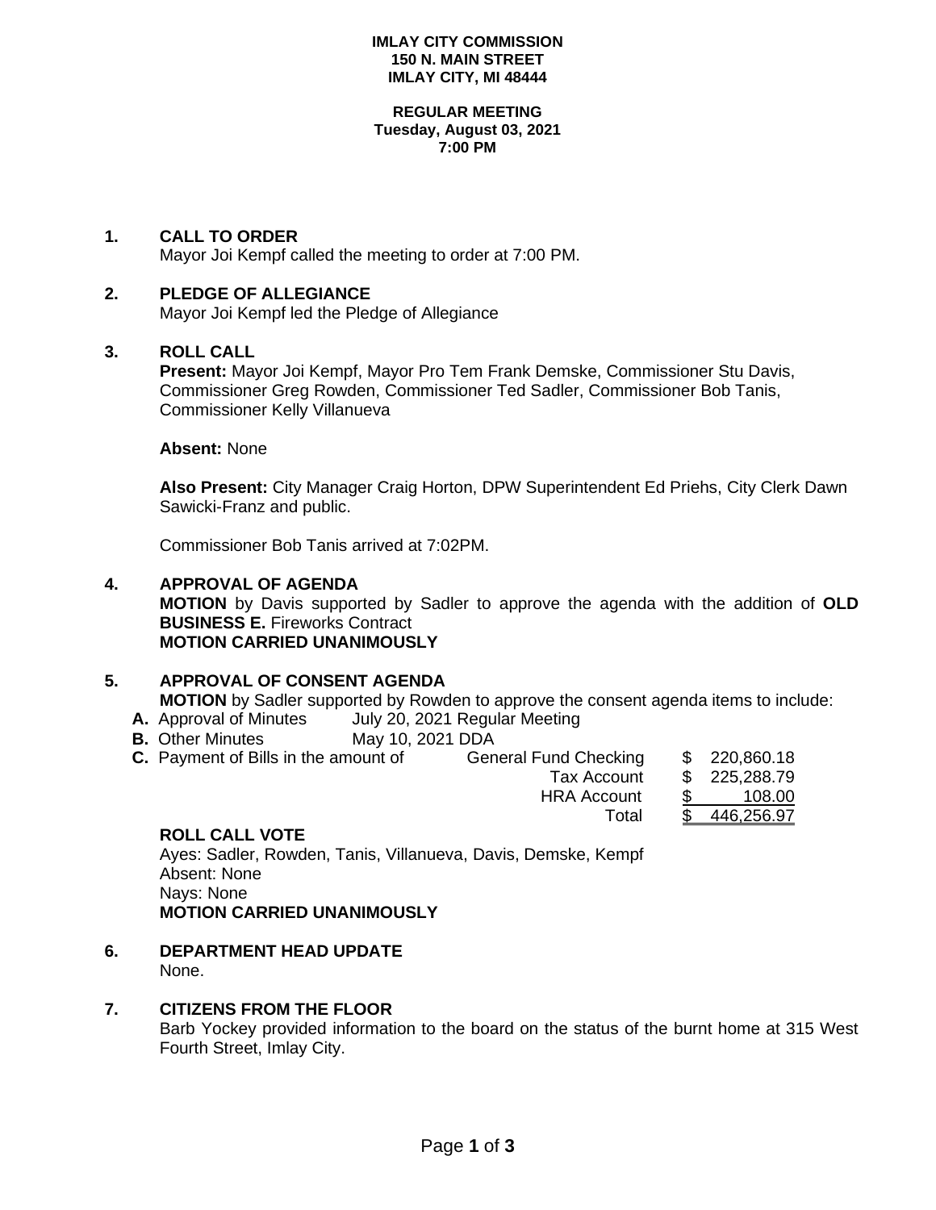**IMLAY CITY COMMISSION**
**150 N. MAIN STREET**
**IMLAY CITY, MI 48444**

**REGULAR MEETING**
**Tuesday, August 03, 2021**
**7:00 PM**

## 1. CALL TO ORDER

Mayor Joi Kempf called the meeting to order at 7:00 PM.

## 2. PLEDGE OF ALLEGIANCE

Mayor Joi Kempf led the Pledge of Allegiance

## 3. ROLL CALL

**Present:** Mayor Joi Kempf, Mayor Pro Tem Frank Demske, Commissioner Stu Davis, Commissioner Greg Rowden, Commissioner Ted Sadler, Commissioner Bob Tanis, Commissioner Kelly Villanueva

**Absent:** None

**Also Present:** City Manager Craig Horton, DPW Superintendent Ed Priehs, City Clerk Dawn Sawicki-Franz and public.

Commissioner Bob Tanis arrived at 7:02PM.

## 4. APPROVAL OF AGENDA

**MOTION** by Davis supported by Sadler to approve the agenda with the addition of **OLD BUSINESS E.** Fireworks Contract
**MOTION CARRIED UNANIMOUSLY**

## 5. APPROVAL OF CONSENT AGENDA

**MOTION** by Sadler supported by Rowden to approve the consent agenda items to include:

- **A.** Approval of Minutes July 20, 2021 Regular Meeting
- **B.** Other Minutes May 10, 2021 DDA
- **C.** Payment of Bills in the amount of

| | | |
|---|---|---|
| General Fund Checking | $ | 220,860.18 |
| Tax Account | $ | 225,288.79 |
| HRA Account | $ | 108.00 |
| Total | $ | 446,256.97 |

**ROLL CALL VOTE**
Ayes: Sadler, Rowden, Tanis, Villanueva, Davis, Demske, Kempf
Absent: None
Nays: None
**MOTION CARRIED UNANIMOUSLY**

## 6. DEPARTMENT HEAD UPDATE

None.

## 7. CITIZENS FROM THE FLOOR

Barb Yockey provided information to the board on the status of the burnt home at 315 West Fourth Street, Imlay City.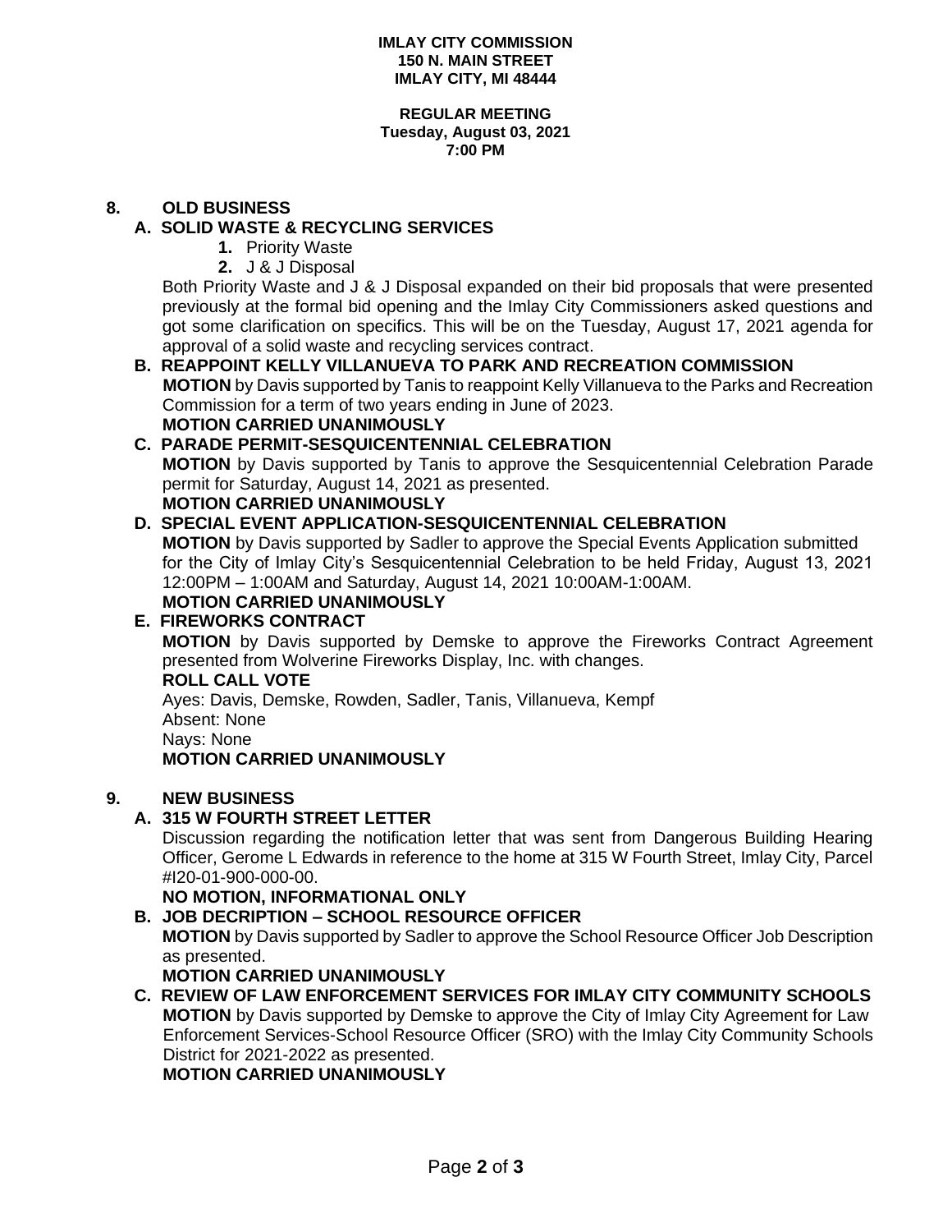**IMLAY CITY COMMISSION**
**150 N. MAIN STREET**
**IMLAY CITY, MI 48444**

**REGULAR MEETING**
**Tuesday, August 03, 2021**
**7:00 PM**

## 8. OLD BUSINESS

### A. SOLID WASTE & RECYCLING SERVICES

1. Priority Waste
2. J & J Disposal

Both Priority Waste and J & J Disposal expanded on their bid proposals that were presented previously at the formal bid opening and the Imlay City Commissioners asked questions and got some clarification on specifics. This will be on the Tuesday, August 17, 2021 agenda for approval of a solid waste and recycling services contract.

### B. REAPPOINT KELLY VILLANUEVA TO PARK AND RECREATION COMMISSION

**MOTION** by Davis supported by Tanis to reappoint Kelly Villanueva to the Parks and Recreation Commission for a term of two years ending in June of 2023.

**MOTION CARRIED UNANIMOUSLY**

### C. PARADE PERMIT-SESQUICENTENNIAL CELEBRATION

**MOTION** by Davis supported by Tanis to approve the Sesquicentennial Celebration Parade permit for Saturday, August 14, 2021 as presented.

**MOTION CARRIED UNANIMOUSLY**

### D. SPECIAL EVENT APPLICATION-SESQUICENTENNIAL CELEBRATION

**MOTION** by Davis supported by Sadler to approve the Special Events Application submitted for the City of Imlay City's Sesquicentennial Celebration to be held Friday, August 13, 2021 12:00PM – 1:00AM and Saturday, August 14, 2021 10:00AM-1:00AM.

**MOTION CARRIED UNANIMOUSLY**

### E. FIREWORKS CONTRACT

**MOTION** by Davis supported by Demske to approve the Fireworks Contract Agreement presented from Wolverine Fireworks Display, Inc. with changes.

**ROLL CALL VOTE**

Ayes: Davis, Demske, Rowden, Sadler, Tanis, Villanueva, Kempf
Absent: None
Nays: None

**MOTION CARRIED UNANIMOUSLY**

## 9. NEW BUSINESS

### A. 315 W FOURTH STREET LETTER

Discussion regarding the notification letter that was sent from Dangerous Building Hearing Officer, Gerome L Edwards in reference to the home at 315 W Fourth Street, Imlay City, Parcel #I20-01-900-000-00.

**NO MOTION, INFORMATIONAL ONLY**

### B. JOB DECRIPTION – SCHOOL RESOURCE OFFICER

**MOTION** by Davis supported by Sadler to approve the School Resource Officer Job Description as presented.

**MOTION CARRIED UNANIMOUSLY**

### C. REVIEW OF LAW ENFORCEMENT SERVICES FOR IMLAY CITY COMMUNITY SCHOOLS

**MOTION** by Davis supported by Demske to approve the City of Imlay City Agreement for Law Enforcement Services-School Resource Officer (SRO) with the Imlay City Community Schools District for 2021-2022 as presented.

**MOTION CARRIED UNANIMOUSLY**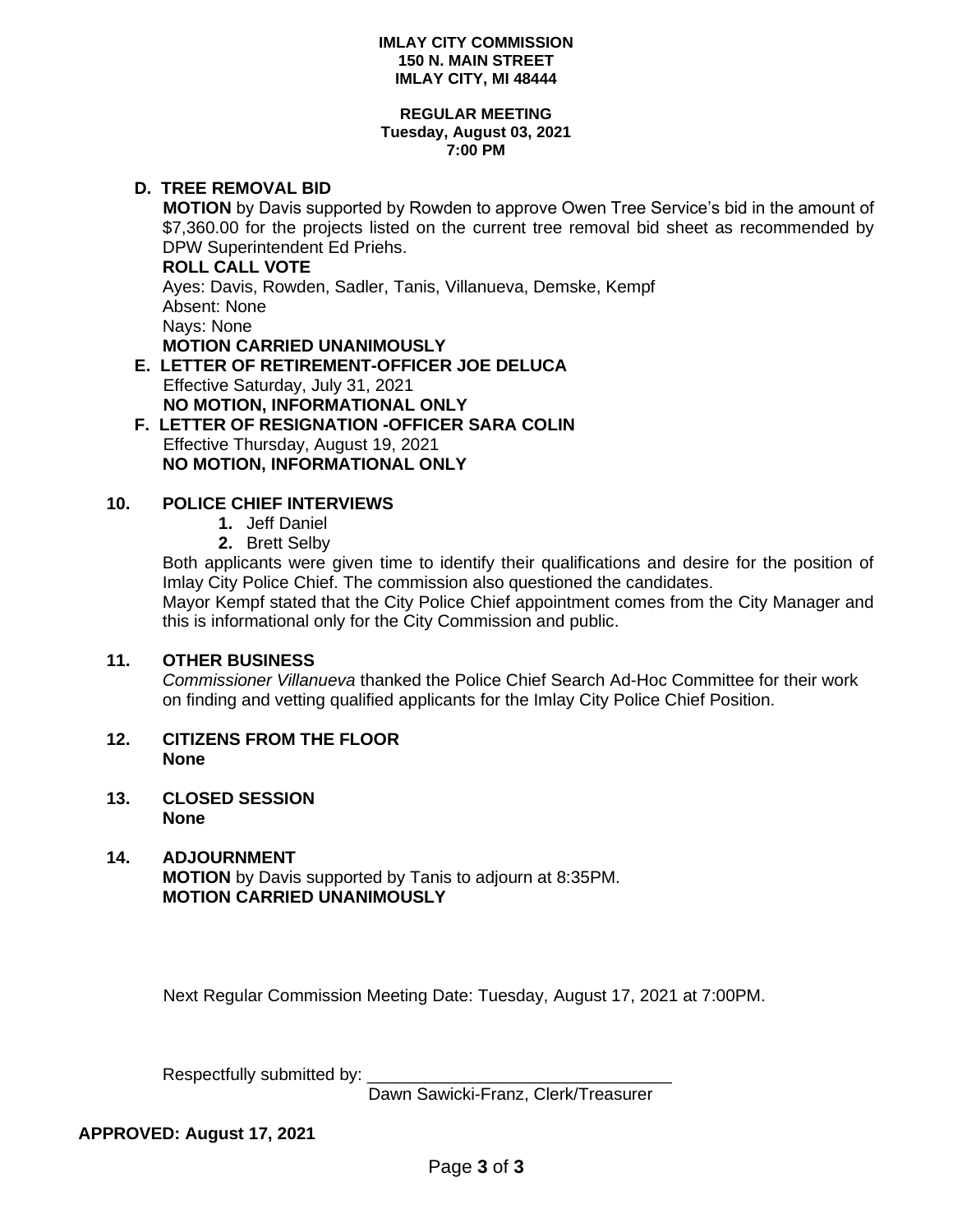**IMLAY CITY COMMISSION**
**150 N. MAIN STREET**
**IMLAY CITY, MI 48444**

**REGULAR MEETING**
**Tuesday, August 03, 2021**
**7:00 PM**

**D. TREE REMOVAL BID**

**MOTION** by Davis supported by Rowden to approve Owen Tree Service's bid in the amount of $7,360.00 for the projects listed on the current tree removal bid sheet as recommended by DPW Superintendent Ed Priehs.

**ROLL CALL VOTE**

Ayes: Davis, Rowden, Sadler, Tanis, Villanueva, Demske, Kempf
Absent: None
Nays: None

**MOTION CARRIED UNANIMOUSLY**

**E. LETTER OF RETIREMENT-OFFICER JOE DELUCA**

Effective Saturday, July 31, 2021

**NO MOTION, INFORMATIONAL ONLY**

**F. LETTER OF RESIGNATION -OFFICER SARA COLIN**

Effective Thursday, August 19, 2021

**NO MOTION, INFORMATIONAL ONLY**

**10. POLICE CHIEF INTERVIEWS**

1. Jeff Daniel
2. Brett Selby

Both applicants were given time to identify their qualifications and desire for the position of Imlay City Police Chief. The commission also questioned the candidates.

Mayor Kempf stated that the City Police Chief appointment comes from the City Manager and this is informational only for the City Commission and public.

**11. OTHER BUSINESS**

*Commissioner Villanueva* thanked the Police Chief Search Ad-Hoc Committee for their work on finding and vetting qualified applicants for the Imlay City Police Chief Position.

**12. CITIZENS FROM THE FLOOR**

**None**

**13. CLOSED SESSION**

**None**

**14. ADJOURNMENT**

**MOTION** by Davis supported by Tanis to adjourn at 8:35PM.

**MOTION CARRIED UNANIMOUSLY**

Next Regular Commission Meeting Date: Tuesday, August 17, 2021 at 7:00PM.

Respectfully submitted by: ________________________________
Dawn Sawicki-Franz, Clerk/Treasurer

**APPROVED: August 17, 2021**